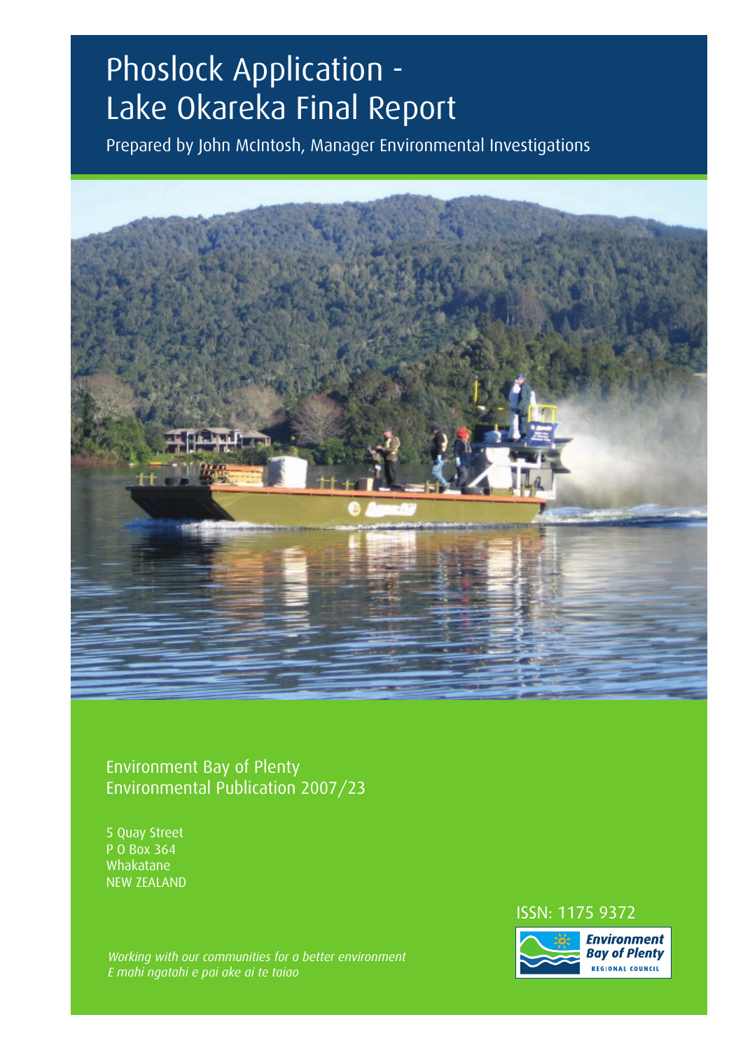# Phoslock Application - Lake Okareka Final Report

Prepared by John McIntosh, Manager Environmental Investigations

Environment Bay of Plenty
Environmental Publication 2007/23

5 Quay Street
P O Box 364
Whakatane
NEW ZEALAND

ISSN: 1175 9372

*Working with our communities for a better environment*
*E mahi ngatahi e pai ake ai te taiao*

Environment Bay of Plenty
REGIONAL COUNCIL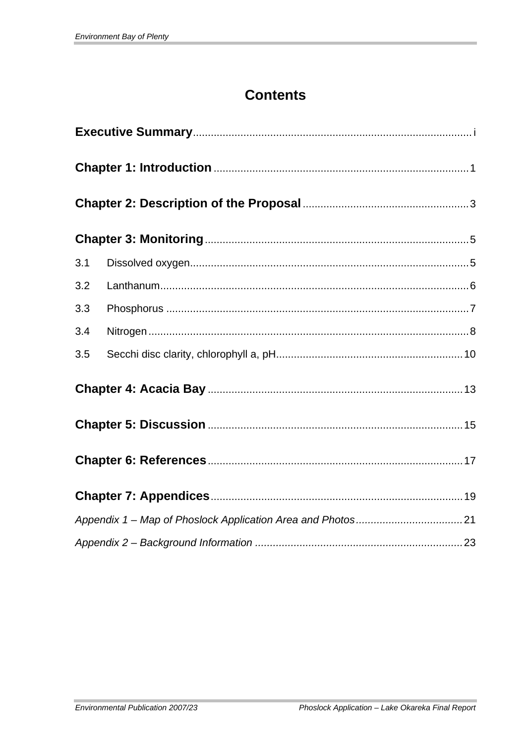# Contents

**Executive Summary** .......... i

**Chapter 1: Introduction** .......... 1

**Chapter 2: Description of the Proposal** .......... 3

**Chapter 3: Monitoring** .......... 5

3.1 Dissolved oxygen .......... 5

3.2 Lanthanum .......... 6

3.3 Phosphorus .......... 7

3.4 Nitrogen .......... 8

3.5 Secchi disc clarity, chlorophyll a, pH .......... 10

**Chapter 4: Acacia Bay** .......... 13

**Chapter 5: Discussion** .......... 15

**Chapter 6: References** .......... 17

**Chapter 7: Appendices** .......... 19

*Appendix 1 – Map of Phoslock Application Area and Photos* .......... 21

*Appendix 2 – Background Information* .......... 23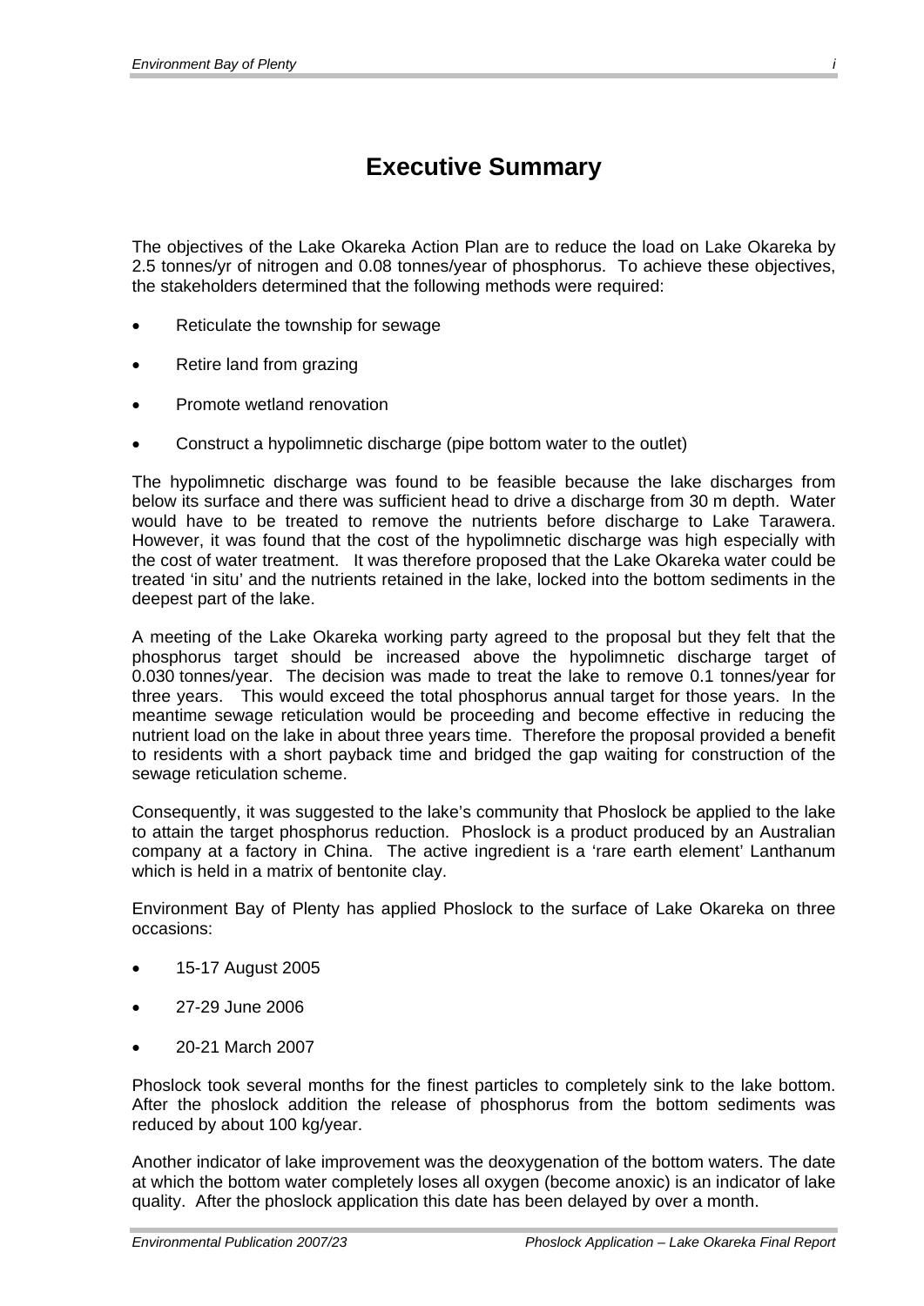# Executive Summary

The objectives of the Lake Okareka Action Plan are to reduce the load on Lake Okareka by 2.5 tonnes/yr of nitrogen and 0.08 tonnes/year of phosphorus. To achieve these objectives, the stakeholders determined that the following methods were required:

- Reticulate the township for sewage
- Retire land from grazing
- Promote wetland renovation
- Construct a hypolimnetic discharge (pipe bottom water to the outlet)

The hypolimnetic discharge was found to be feasible because the lake discharges from below its surface and there was sufficient head to drive a discharge from 30 m depth. Water would have to be treated to remove the nutrients before discharge to Lake Tarawera. However, it was found that the cost of the hypolimnetic discharge was high especially with the cost of water treatment. It was therefore proposed that the Lake Okareka water could be treated 'in situ' and the nutrients retained in the lake, locked into the bottom sediments in the deepest part of the lake.

A meeting of the Lake Okareka working party agreed to the proposal but they felt that the phosphorus target should be increased above the hypolimnetic discharge target of 0.030 tonnes/year. The decision was made to treat the lake to remove 0.1 tonnes/year for three years. This would exceed the total phosphorus annual target for those years. In the meantime sewage reticulation would be proceeding and become effective in reducing the nutrient load on the lake in about three years time. Therefore the proposal provided a benefit to residents with a short payback time and bridged the gap waiting for construction of the sewage reticulation scheme.

Consequently, it was suggested to the lake's community that Phoslock be applied to the lake to attain the target phosphorus reduction. Phoslock is a product produced by an Australian company at a factory in China. The active ingredient is a 'rare earth element' Lanthanum which is held in a matrix of bentonite clay.

Environment Bay of Plenty has applied Phoslock to the surface of Lake Okareka on three occasions:

- 15-17 August 2005
- 27-29 June 2006
- 20-21 March 2007

Phoslock took several months for the finest particles to completely sink to the lake bottom. After the phoslock addition the release of phosphorus from the bottom sediments was reduced by about 100 kg/year.

Another indicator of lake improvement was the deoxygenation of the bottom waters. The date at which the bottom water completely loses all oxygen (become anoxic) is an indicator of lake quality. After the phoslock application this date has been delayed by over a month.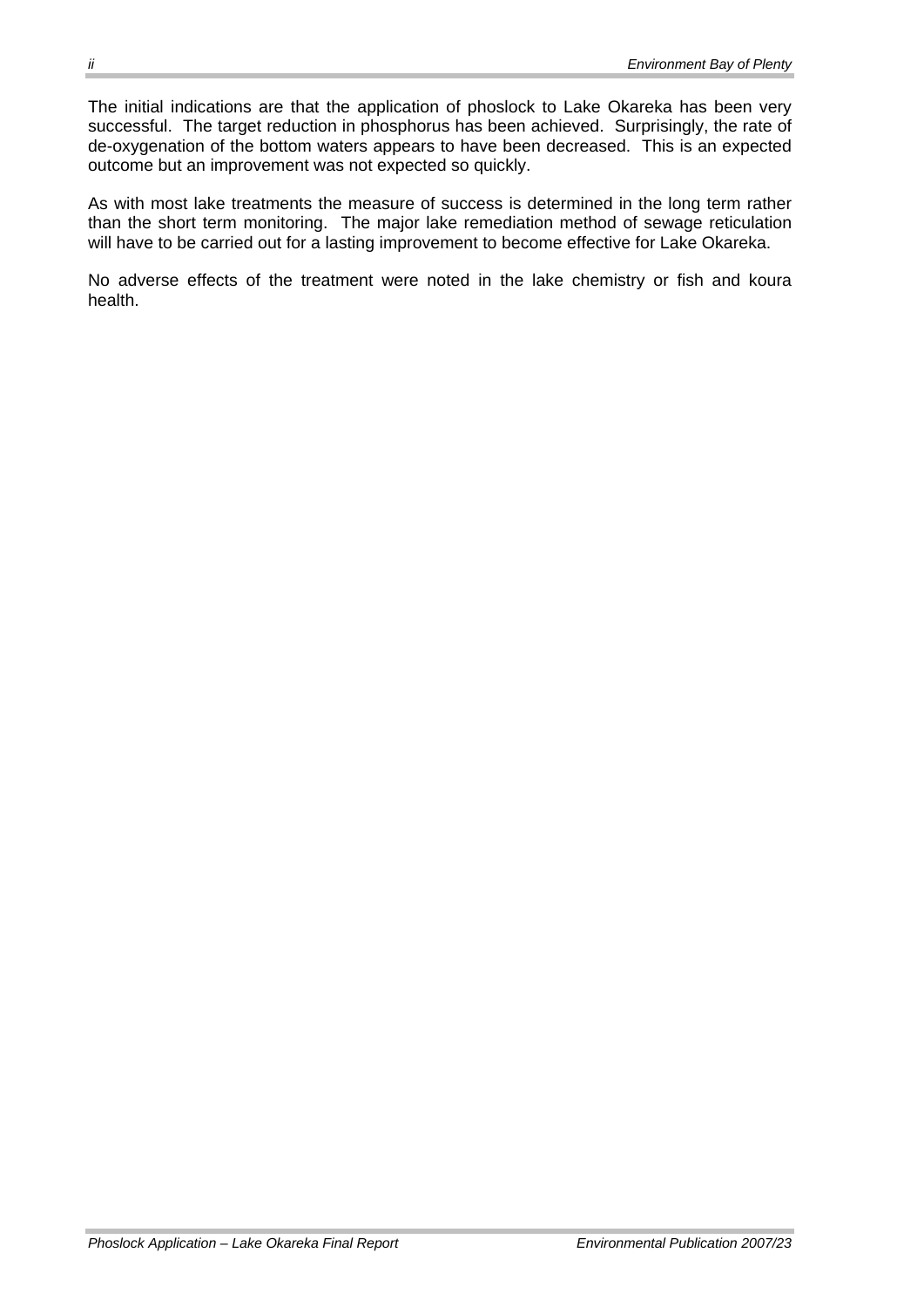The initial indications are that the application of phoslock to Lake Okareka has been very successful. The target reduction in phosphorus has been achieved. Surprisingly, the rate of de-oxygenation of the bottom waters appears to have been decreased. This is an expected outcome but an improvement was not expected so quickly.

As with most lake treatments the measure of success is determined in the long term rather than the short term monitoring. The major lake remediation method of sewage reticulation will have to be carried out for a lasting improvement to become effective for Lake Okareka.

No adverse effects of the treatment were noted in the lake chemistry or fish and koura health.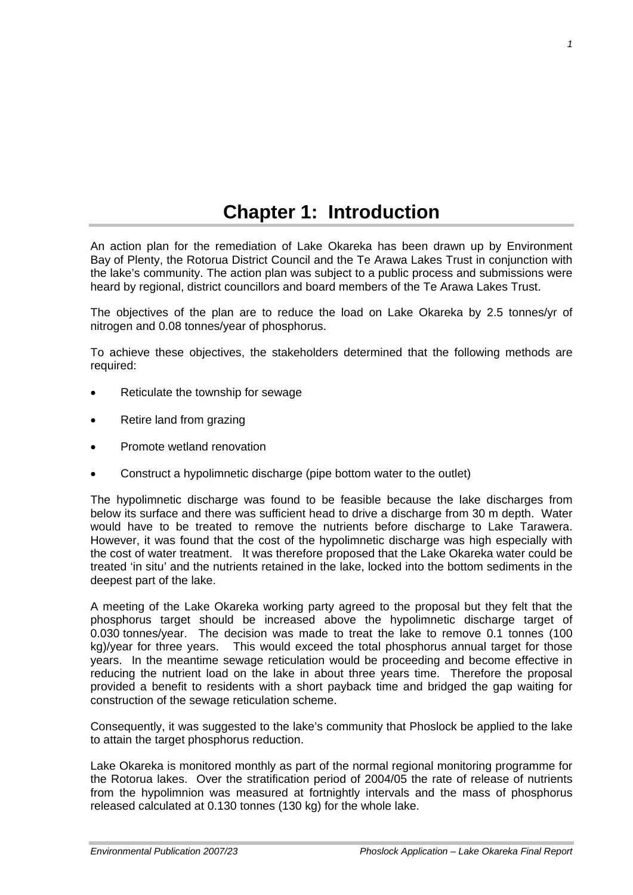# Chapter 1: Introduction

An action plan for the remediation of Lake Okareka has been drawn up by Environment Bay of Plenty, the Rotorua District Council and the Te Arawa Lakes Trust in conjunction with the lake's community. The action plan was subject to a public process and submissions were heard by regional, district councillors and board members of the Te Arawa Lakes Trust.

The objectives of the plan are to reduce the load on Lake Okareka by 2.5 tonnes/yr of nitrogen and 0.08 tonnes/year of phosphorus.

To achieve these objectives, the stakeholders determined that the following methods are required:

- Reticulate the township for sewage
- Retire land from grazing
- Promote wetland renovation
- Construct a hypolimnetic discharge (pipe bottom water to the outlet)

The hypolimnetic discharge was found to be feasible because the lake discharges from below its surface and there was sufficient head to drive a discharge from 30 m depth. Water would have to be treated to remove the nutrients before discharge to Lake Tarawera. However, it was found that the cost of the hypolimnetic discharge was high especially with the cost of water treatment. It was therefore proposed that the Lake Okareka water could be treated 'in situ' and the nutrients retained in the lake, locked into the bottom sediments in the deepest part of the lake.

A meeting of the Lake Okareka working party agreed to the proposal but they felt that the phosphorus target should be increased above the hypolimnetic discharge target of 0.030 tonnes/year. The decision was made to treat the lake to remove 0.1 tonnes (100 kg)/year for three years. This would exceed the total phosphorus annual target for those years. In the meantime sewage reticulation would be proceeding and become effective in reducing the nutrient load on the lake in about three years time. Therefore the proposal provided a benefit to residents with a short payback time and bridged the gap waiting for construction of the sewage reticulation scheme.

Consequently, it was suggested to the lake's community that Phoslock be applied to the lake to attain the target phosphorus reduction.

Lake Okareka is monitored monthly as part of the normal regional monitoring programme for the Rotorua lakes. Over the stratification period of 2004/05 the rate of release of nutrients from the hypolimnion was measured at fortnightly intervals and the mass of phosphorus released calculated at 0.130 tonnes (130 kg) for the whole lake.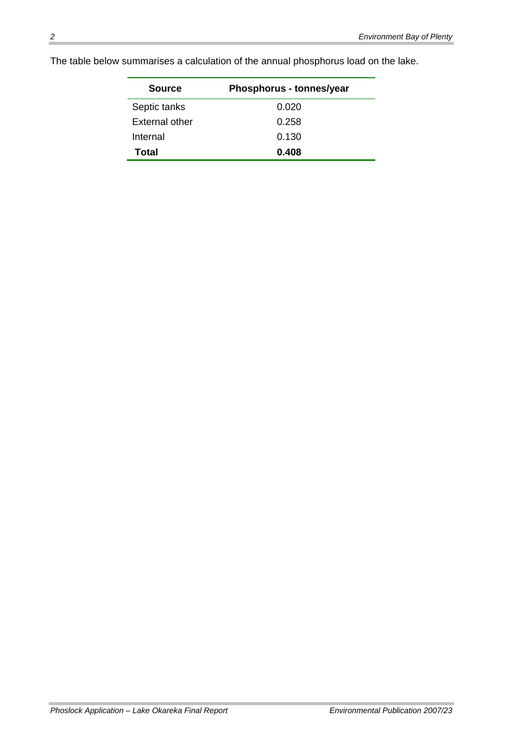The table below summarises a calculation of the annual phosphorus load on the lake.

| Source | Phosphorus - tonnes/year |
|---|---|
| Septic tanks | 0.020 |
| External other | 0.258 |
| Internal | 0.130 |
| **Total** | **0.408** |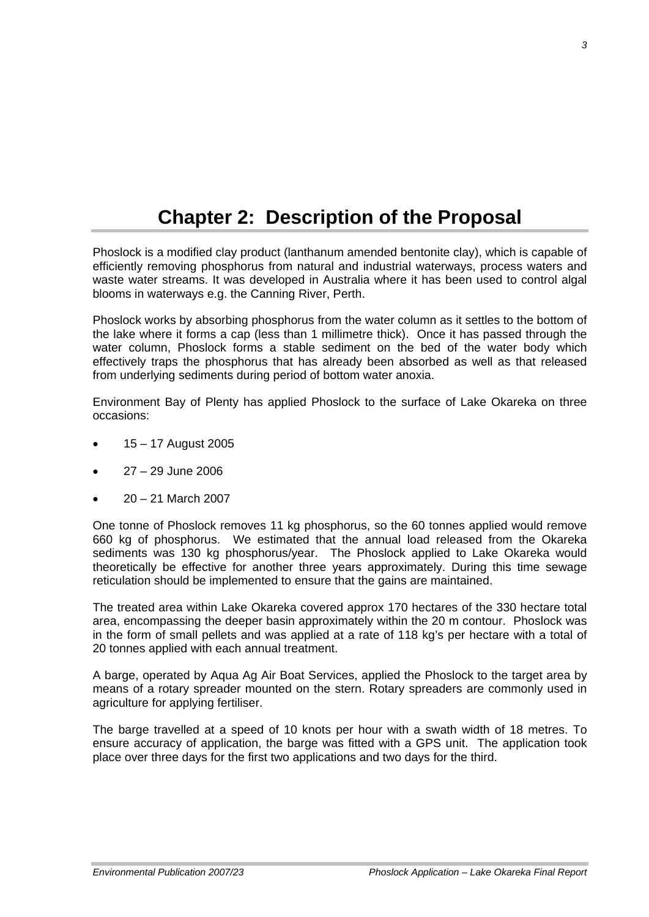# Chapter 2: Description of the Proposal

Phoslock is a modified clay product (lanthanum amended bentonite clay), which is capable of efficiently removing phosphorus from natural and industrial waterways, process waters and waste water streams. It was developed in Australia where it has been used to control algal blooms in waterways e.g. the Canning River, Perth.

Phoslock works by absorbing phosphorus from the water column as it settles to the bottom of the lake where it forms a cap (less than 1 millimetre thick). Once it has passed through the water column, Phoslock forms a stable sediment on the bed of the water body which effectively traps the phosphorus that has already been absorbed as well as that released from underlying sediments during period of bottom water anoxia.

Environment Bay of Plenty has applied Phoslock to the surface of Lake Okareka on three occasions:

- 15 – 17 August 2005
- 27 – 29 June 2006
- 20 – 21 March 2007

One tonne of Phoslock removes 11 kg phosphorus, so the 60 tonnes applied would remove 660 kg of phosphorus. We estimated that the annual load released from the Okareka sediments was 130 kg phosphorus/year. The Phoslock applied to Lake Okareka would theoretically be effective for another three years approximately. During this time sewage reticulation should be implemented to ensure that the gains are maintained.

The treated area within Lake Okareka covered approx 170 hectares of the 330 hectare total area, encompassing the deeper basin approximately within the 20 m contour. Phoslock was in the form of small pellets and was applied at a rate of 118 kg's per hectare with a total of 20 tonnes applied with each annual treatment.

A barge, operated by Aqua Ag Air Boat Services, applied the Phoslock to the target area by means of a rotary spreader mounted on the stern. Rotary spreaders are commonly used in agriculture for applying fertiliser.

The barge travelled at a speed of 10 knots per hour with a swath width of 18 metres. To ensure accuracy of application, the barge was fitted with a GPS unit. The application took place over three days for the first two applications and two days for the third.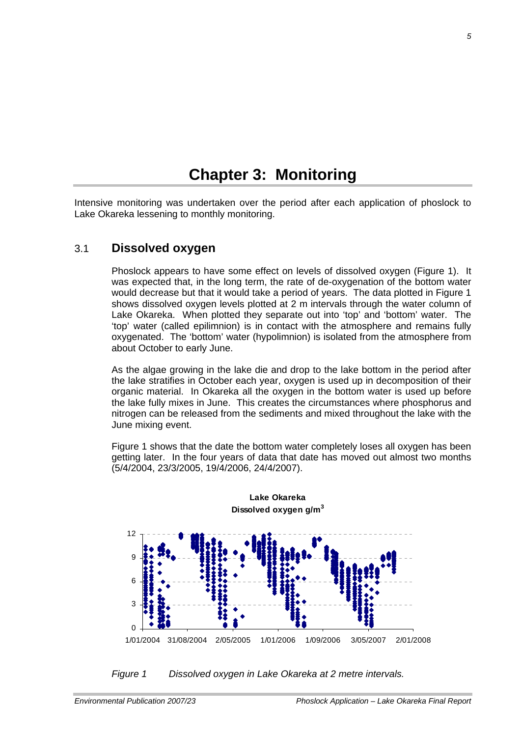# Chapter 3: Monitoring

Intensive monitoring was undertaken over the period after each application of phoslock to Lake Okareka lessening to monthly monitoring.

## 3.1 Dissolved oxygen

Phoslock appears to have some effect on levels of dissolved oxygen (Figure 1). It was expected that, in the long term, the rate of de-oxygenation of the bottom water would decrease but that it would take a period of years. The data plotted in Figure 1 shows dissolved oxygen levels plotted at 2 m intervals through the water column of Lake Okareka. When plotted they separate out into 'top' and 'bottom' water. The 'top' water (called epilimnion) is in contact with the atmosphere and remains fully oxygenated. The 'bottom' water (hypolimnion) is isolated from the atmosphere from about October to early June.

As the algae growing in the lake die and drop to the lake bottom in the period after the lake stratifies in October each year, oxygen is used up in decomposition of their organic material. In Okareka all the oxygen in the bottom water is used up before the lake fully mixes in June. This creates the circumstances where phosphorus and nitrogen can be released from the sediments and mixed throughout the lake with the June mixing event.

Figure 1 shows that the date the bottom water completely loses all oxygen has been getting later. In the four years of data that date has moved out almost two months (5/4/2004, 23/3/2005, 19/4/2006, 24/4/2007).

*Figure 1 Dissolved oxygen in Lake Okareka at 2 metre intervals.*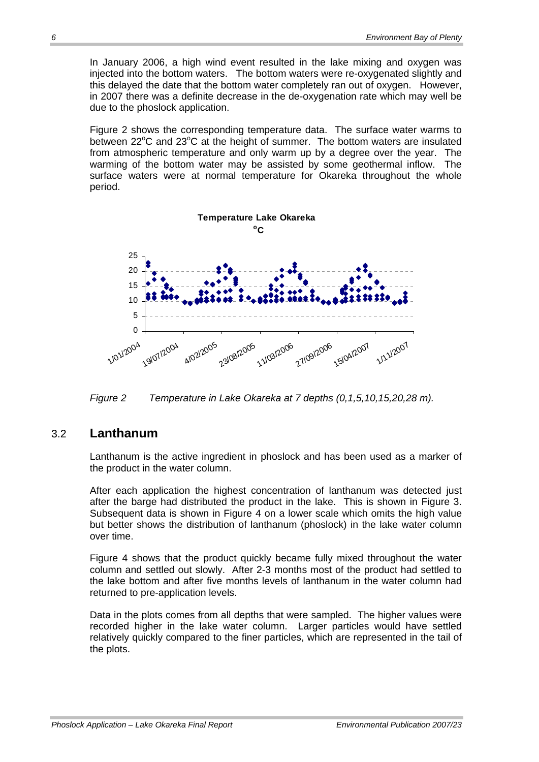In January 2006, a high wind event resulted in the lake mixing and oxygen was injected into the bottom waters. The bottom waters were re-oxygenated slightly and this delayed the date that the bottom water completely ran out of oxygen. However, in 2007 there was a definite decrease in the de-oxygenation rate which may well be due to the phoslock application.

Figure 2 shows the corresponding temperature data. The surface water warms to between 22°C and 23°C at the height of summer. The bottom waters are insulated from atmospheric temperature and only warm up by a degree over the year. The warming of the bottom water may be assisted by some geothermal inflow. The surface waters were at normal temperature for Okareka throughout the whole period.

*Figure 2 Temperature in Lake Okareka at 7 depths (0,1,5,10,15,20,28 m).*

## 3.2 Lanthanum

Lanthanum is the active ingredient in phoslock and has been used as a marker of the product in the water column.

After each application the highest concentration of lanthanum was detected just after the barge had distributed the product in the lake. This is shown in Figure 3. Subsequent data is shown in Figure 4 on a lower scale which omits the high value but better shows the distribution of lanthanum (phoslock) in the lake water column over time.

Figure 4 shows that the product quickly became fully mixed throughout the water column and settled out slowly. After 2-3 months most of the product had settled to the lake bottom and after five months levels of lanthanum in the water column had returned to pre-application levels.

Data in the plots comes from all depths that were sampled. The higher values were recorded higher in the lake water column. Larger particles would have settled relatively quickly compared to the finer particles, which are represented in the tail of the plots.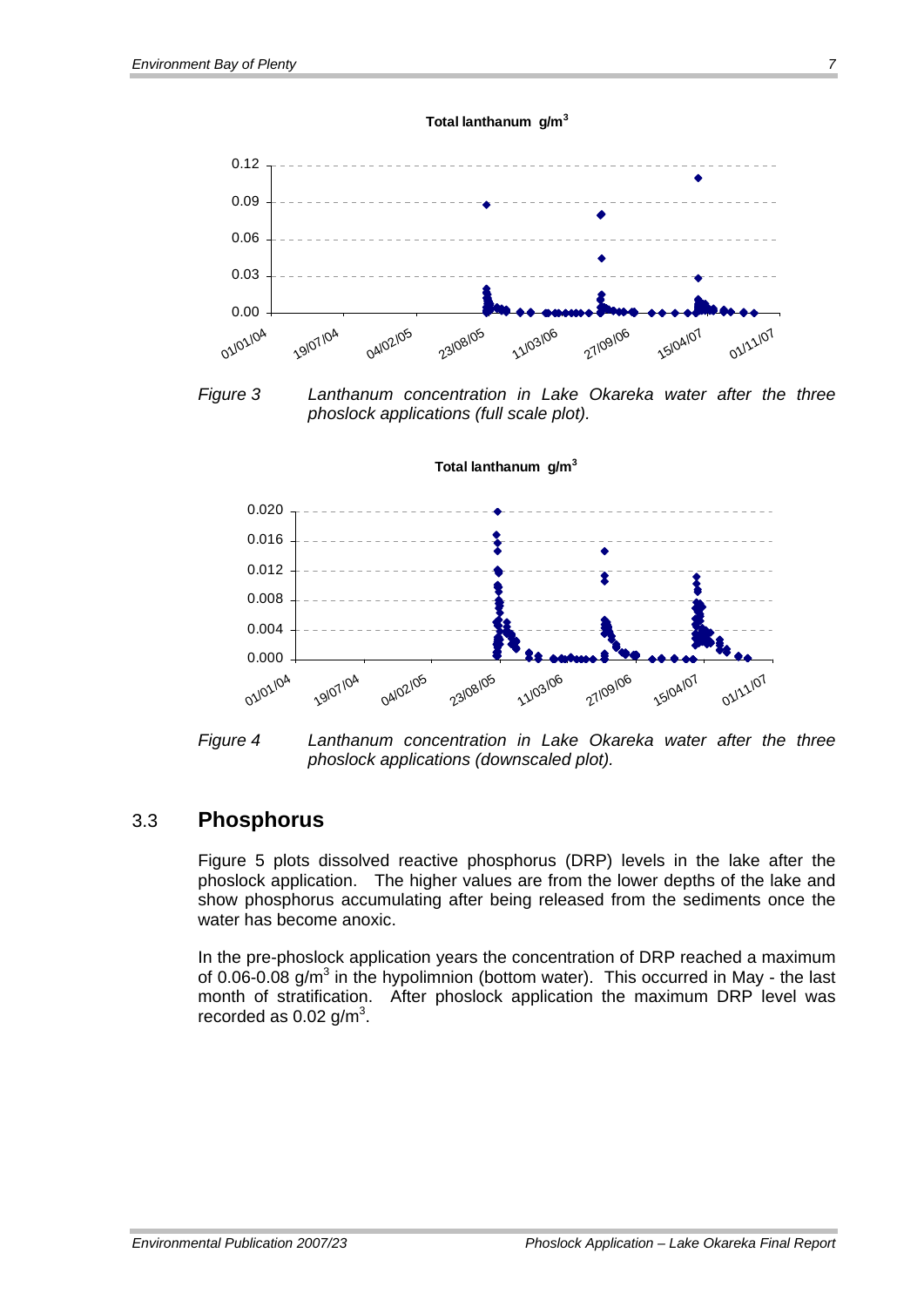Figure 3 Lanthanum concentration in Lake Okareka water after the three phoslock applications (full scale plot).

Figure 4 Lanthanum concentration in Lake Okareka water after the three phoslock applications (downscaled plot).

## 3.3 Phosphorus

Figure 5 plots dissolved reactive phosphorus (DRP) levels in the lake after the phoslock application. The higher values are from the lower depths of the lake and show phosphorus accumulating after being released from the sediments once the water has become anoxic.

In the pre-phoslock application years the concentration of DRP reached a maximum of 0.06-0.08 $g/m^3$ in the hypolimnion (bottom water). This occurred in May - the last month of stratification. After phoslock application the maximum DRP level was recorded as 0.02 $g/m^3$.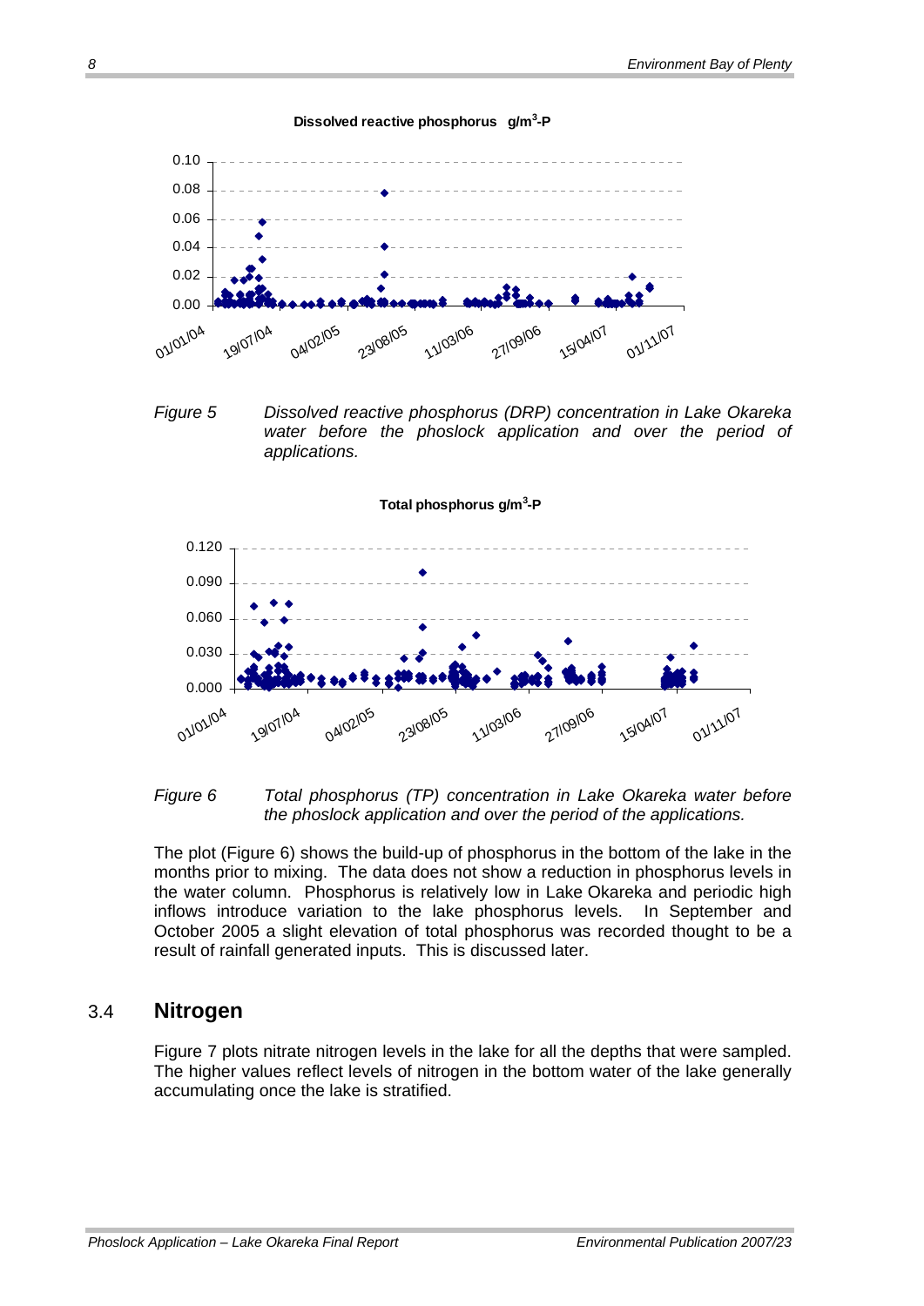Dissolved reactive phosphorus $g/m^3$-P

*Figure 5* *Dissolved reactive phosphorus (DRP) concentration in Lake Okareka water before the phoslock application and over the period of applications.*

Total phosphorus $g/m^3$-P

*Figure 6* *Total phosphorus (TP) concentration in Lake Okareka water before the phoslock application and over the period of the applications.*

The plot (Figure 6) shows the build-up of phosphorus in the bottom of the lake in the months prior to mixing. The data does not show a reduction in phosphorus levels in the water column. Phosphorus is relatively low in Lake Okareka and periodic high inflows introduce variation to the lake phosphorus levels. In September and October 2005 a slight elevation of total phosphorus was recorded thought to be a result of rainfall generated inputs. This is discussed later.

## 3.4 Nitrogen

Figure 7 plots nitrate nitrogen levels in the lake for all the depths that were sampled. The higher values reflect levels of nitrogen in the bottom water of the lake generally accumulating once the lake is stratified.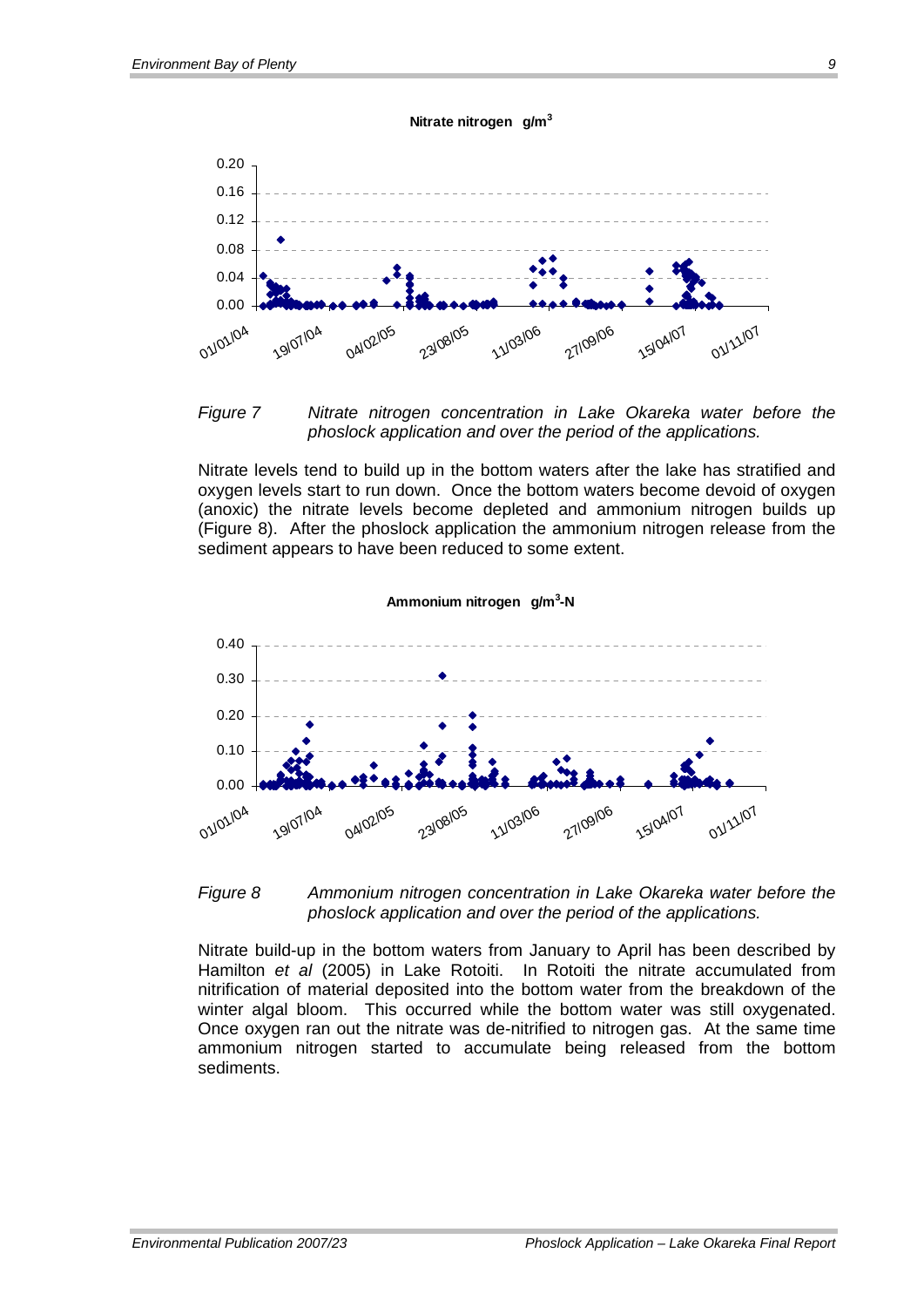Nitrate nitrogen g/m$^3$

*Figure 7 Nitrate nitrogen concentration in Lake Okareka water before the phoslock application and over the period of the applications.*

Nitrate levels tend to build up in the bottom waters after the lake has stratified and oxygen levels start to run down. Once the bottom waters become devoid of oxygen (anoxic) the nitrate levels become depleted and ammonium nitrogen builds up (Figure 8). After the phoslock application the ammonium nitrogen release from the sediment appears to have been reduced to some extent.

Ammonium nitrogen g/m$^3$-N

*Figure 8 Ammonium nitrogen concentration in Lake Okareka water before the phoslock application and over the period of the applications.*

Nitrate build-up in the bottom waters from January to April has been described by Hamilton *et al* (2005) in Lake Rotoiti. In Rotoiti the nitrate accumulated from nitrification of material deposited into the bottom water from the breakdown of the winter algal bloom. This occurred while the bottom water was still oxygenated. Once oxygen ran out the nitrate was de-nitrified to nitrogen gas. At the same time ammonium nitrogen started to accumulate being released from the bottom sediments.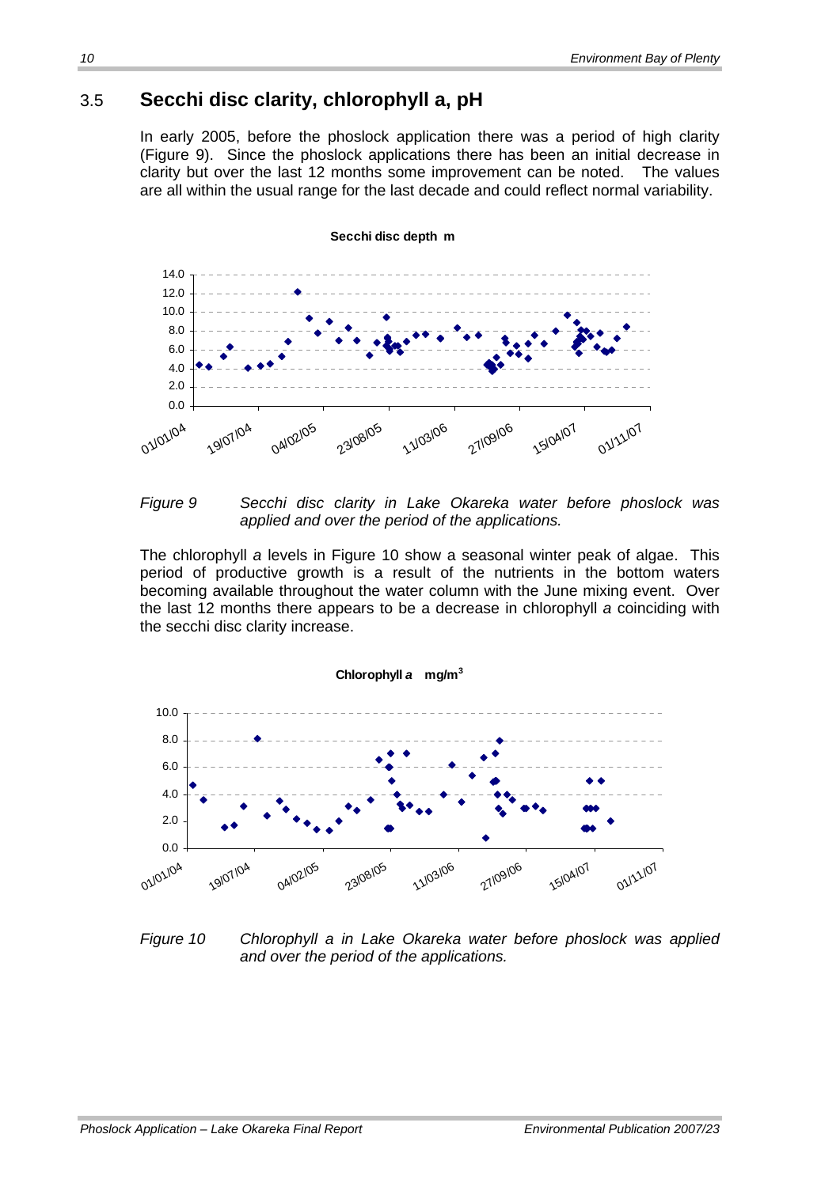## 3.5 Secchi disc clarity, chlorophyll a, pH

In early 2005, before the phoslock application there was a period of high clarity (Figure 9). Since the phoslock applications there has been an initial decrease in clarity but over the last 12 months some improvement can be noted. The values are all within the usual range for the last decade and could reflect normal variability.

*Figure 9 Secchi disc clarity in Lake Okareka water before phoslock was applied and over the period of the applications.*

The chlorophyll *a* levels in Figure 10 show a seasonal winter peak of algae. This period of productive growth is a result of the nutrients in the bottom waters becoming available throughout the water column with the June mixing event. Over the last 12 months there appears to be a decrease in chlorophyll *a* coinciding with the secchi disc clarity increase.

*Figure 10 Chlorophyll a in Lake Okareka water before phoslock was applied and over the period of the applications.*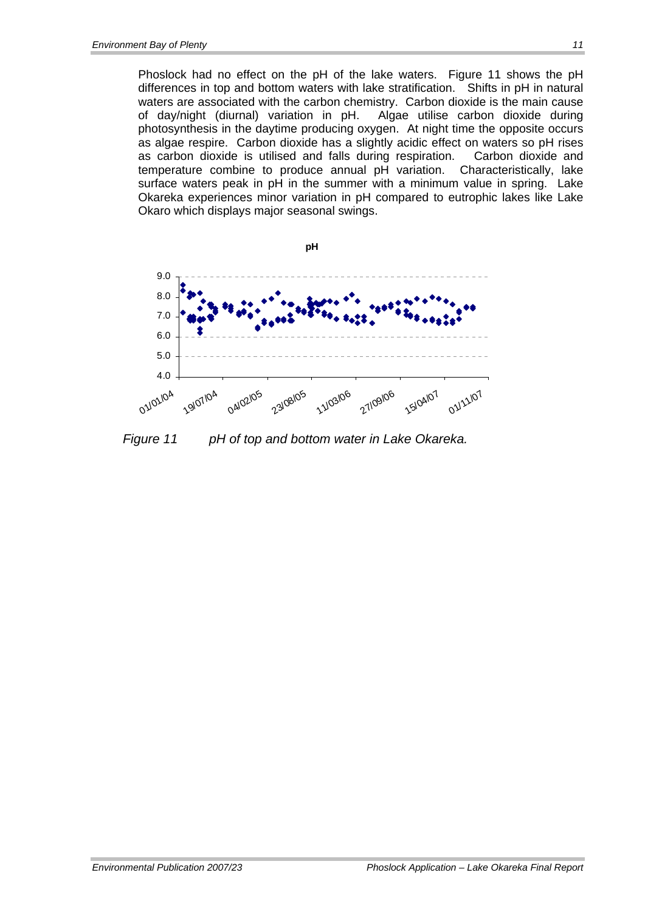Phoslock had no effect on the pH of the lake waters. Figure 11 shows the pH differences in top and bottom waters with lake stratification. Shifts in pH in natural waters are associated with the carbon chemistry. Carbon dioxide is the main cause of day/night (diurnal) variation in pH. Algae utilise carbon dioxide during photosynthesis in the daytime producing oxygen. At night time the opposite occurs as algae respire. Carbon dioxide has a slightly acidic effect on waters so pH rises as carbon dioxide is utilised and falls during respiration. Carbon dioxide and temperature combine to produce annual pH variation. Characteristically, lake surface waters peak in pH in the summer with a minimum value in spring. Lake Okareka experiences minor variation in pH compared to eutrophic lakes like Lake Okaro which displays major seasonal swings.

*Figure 11 pH of top and bottom water in Lake Okareka.*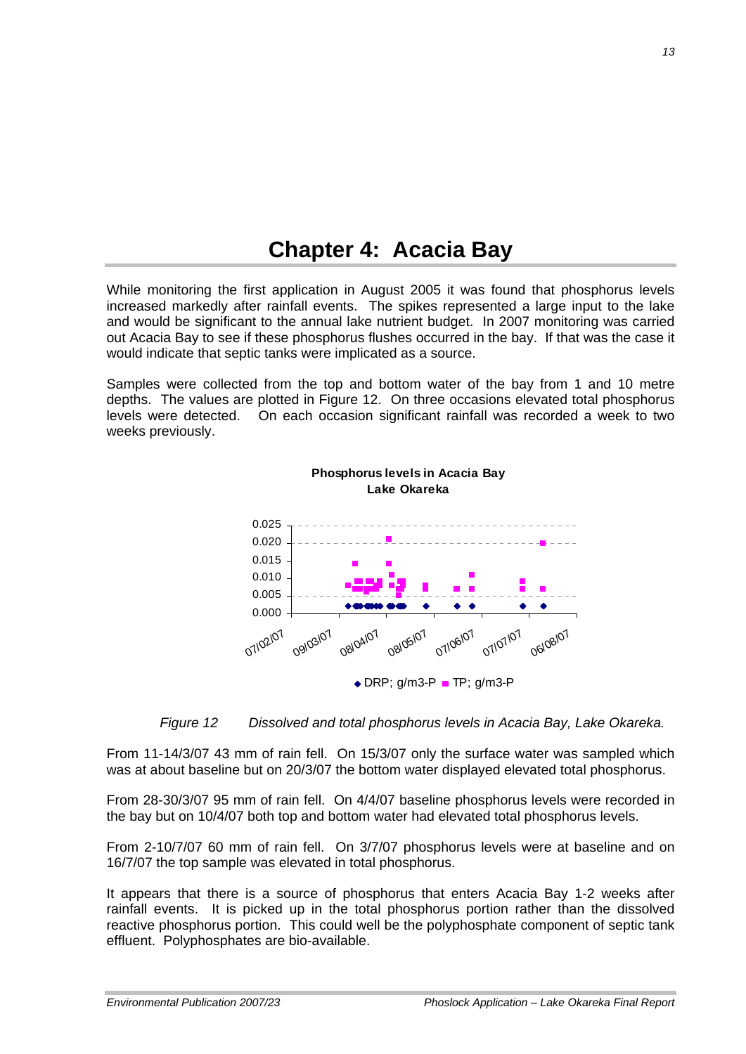# Chapter 4: Acacia Bay

While monitoring the first application in August 2005 it was found that phosphorus levels increased markedly after rainfall events. The spikes represented a large input to the lake and would be significant to the annual lake nutrient budget. In 2007 monitoring was carried out Acacia Bay to see if these phosphorus flushes occurred in the bay. If that was the case it would indicate that septic tanks were implicated as a source.

Samples were collected from the top and bottom water of the bay from 1 and 10 metre depths. The values are plotted in Figure 12. On three occasions elevated total phosphorus levels were detected. On each occasion significant rainfall was recorded a week to two weeks previously.

*Figure 12 Dissolved and total phosphorus levels in Acacia Bay, Lake Okareka.*

From 11-14/3/07 43 mm of rain fell. On 15/3/07 only the surface water was sampled which was at about baseline but on 20/3/07 the bottom water displayed elevated total phosphorus.

From 28-30/3/07 95 mm of rain fell. On 4/4/07 baseline phosphorus levels were recorded in the bay but on 10/4/07 both top and bottom water had elevated total phosphorus levels.

From 2-10/7/07 60 mm of rain fell. On 3/7/07 phosphorus levels were at baseline and on 16/7/07 the top sample was elevated in total phosphorus.

It appears that there is a source of phosphorus that enters Acacia Bay 1-2 weeks after rainfall events. It is picked up in the total phosphorus portion rather than the dissolved reactive phosphorus portion. This could well be the polyphosphate component of septic tank effluent. Polyphosphates are bio-available.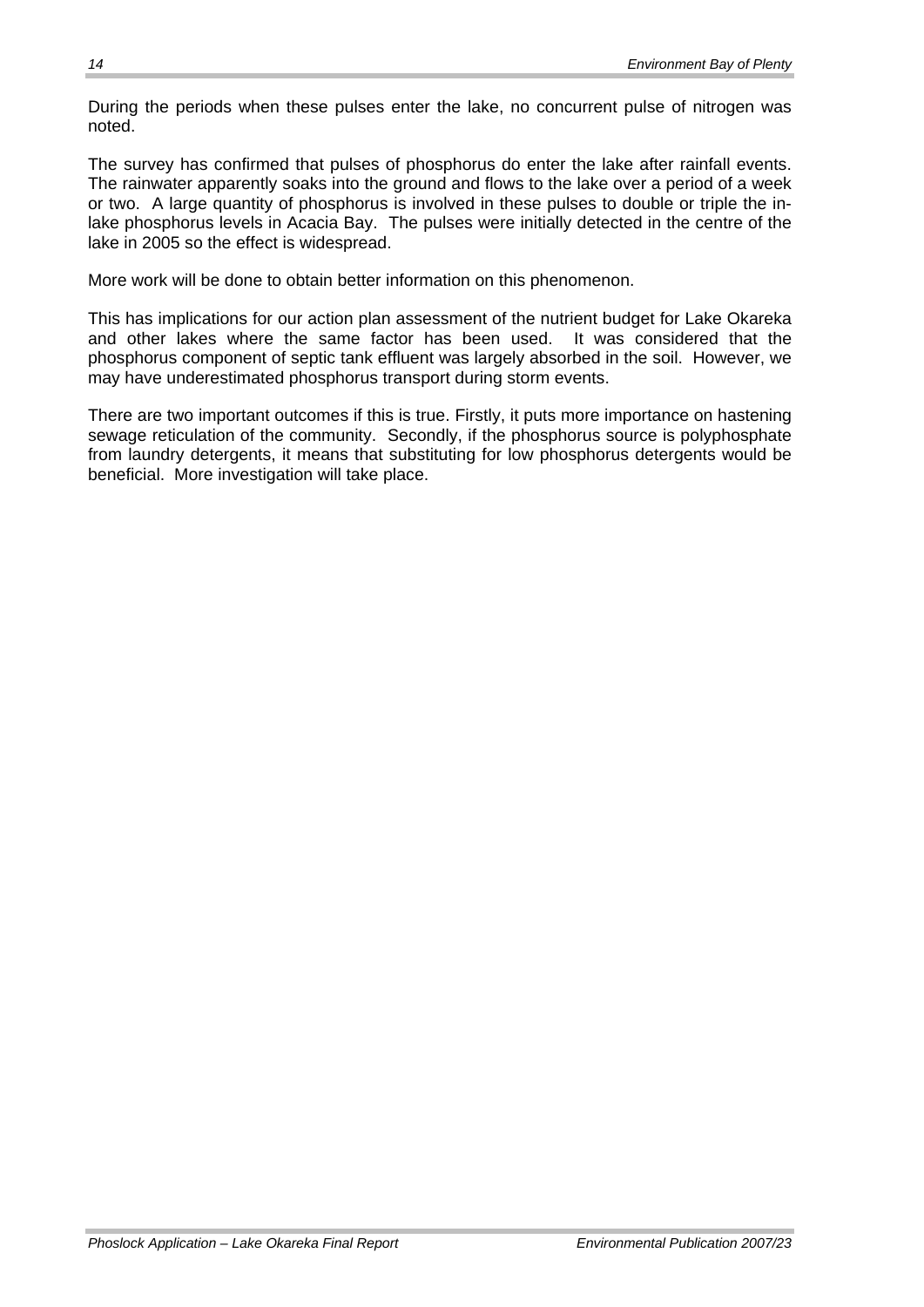During the periods when these pulses enter the lake, no concurrent pulse of nitrogen was noted.

The survey has confirmed that pulses of phosphorus do enter the lake after rainfall events. The rainwater apparently soaks into the ground and flows to the lake over a period of a week or two. A large quantity of phosphorus is involved in these pulses to double or triple the in-lake phosphorus levels in Acacia Bay. The pulses were initially detected in the centre of the lake in 2005 so the effect is widespread.

More work will be done to obtain better information on this phenomenon.

This has implications for our action plan assessment of the nutrient budget for Lake Okareka and other lakes where the same factor has been used. It was considered that the phosphorus component of septic tank effluent was largely absorbed in the soil. However, we may have underestimated phosphorus transport during storm events.

There are two important outcomes if this is true. Firstly, it puts more importance on hastening sewage reticulation of the community. Secondly, if the phosphorus source is polyphosphate from laundry detergents, it means that substituting for low phosphorus detergents would be beneficial. More investigation will take place.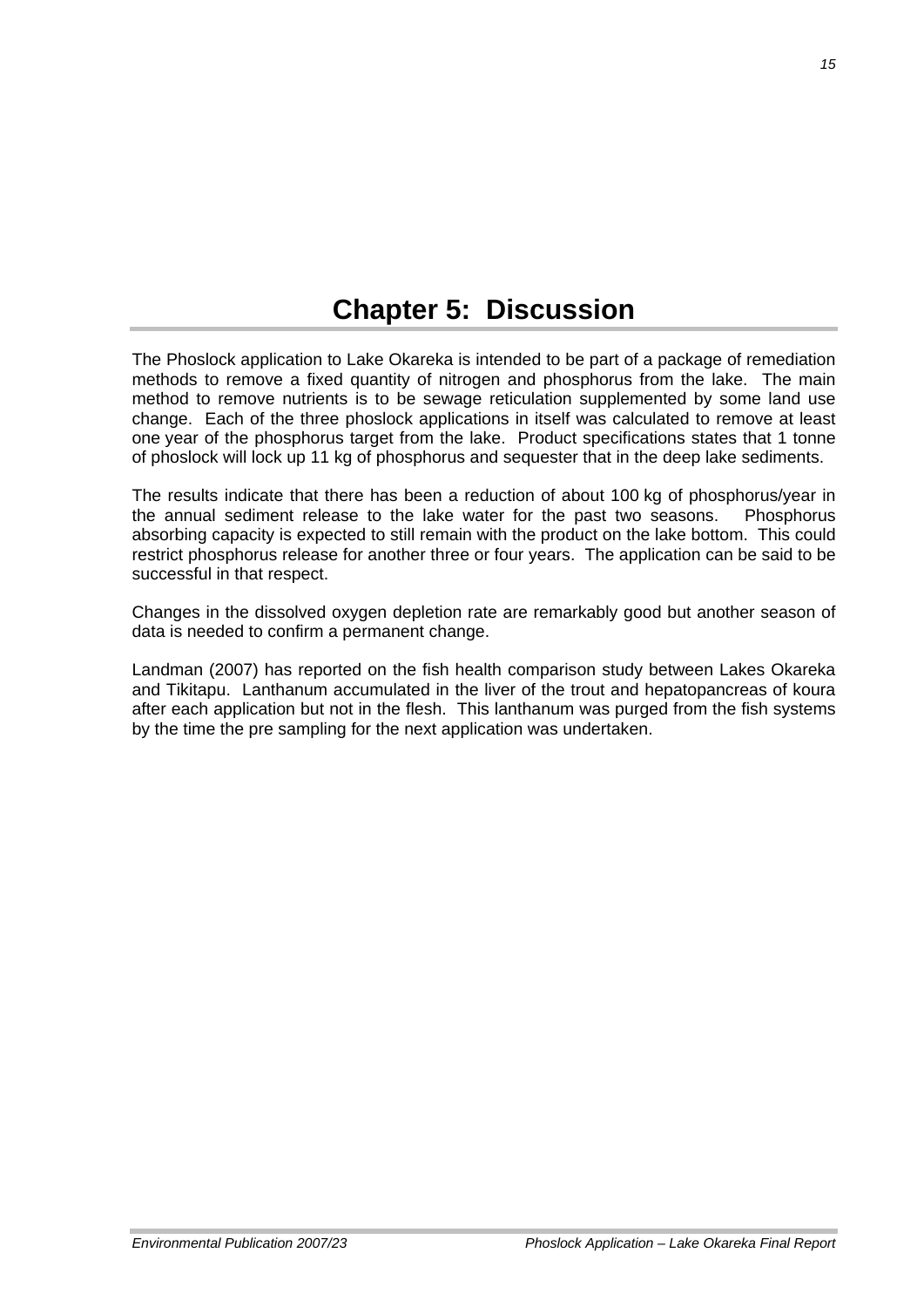# Chapter 5: Discussion

The Phoslock application to Lake Okareka is intended to be part of a package of remediation methods to remove a fixed quantity of nitrogen and phosphorus from the lake. The main method to remove nutrients is to be sewage reticulation supplemented by some land use change. Each of the three phoslock applications in itself was calculated to remove at least one year of the phosphorus target from the lake. Product specifications states that 1 tonne of phoslock will lock up 11 kg of phosphorus and sequester that in the deep lake sediments.

The results indicate that there has been a reduction of about 100 kg of phosphorus/year in the annual sediment release to the lake water for the past two seasons. Phosphorus absorbing capacity is expected to still remain with the product on the lake bottom. This could restrict phosphorus release for another three or four years. The application can be said to be successful in that respect.

Changes in the dissolved oxygen depletion rate are remarkably good but another season of data is needed to confirm a permanent change.

Landman (2007) has reported on the fish health comparison study between Lakes Okareka and Tikitapu. Lanthanum accumulated in the liver of the trout and hepatopancreas of koura after each application but not in the flesh. This lanthanum was purged from the fish systems by the time the pre sampling for the next application was undertaken.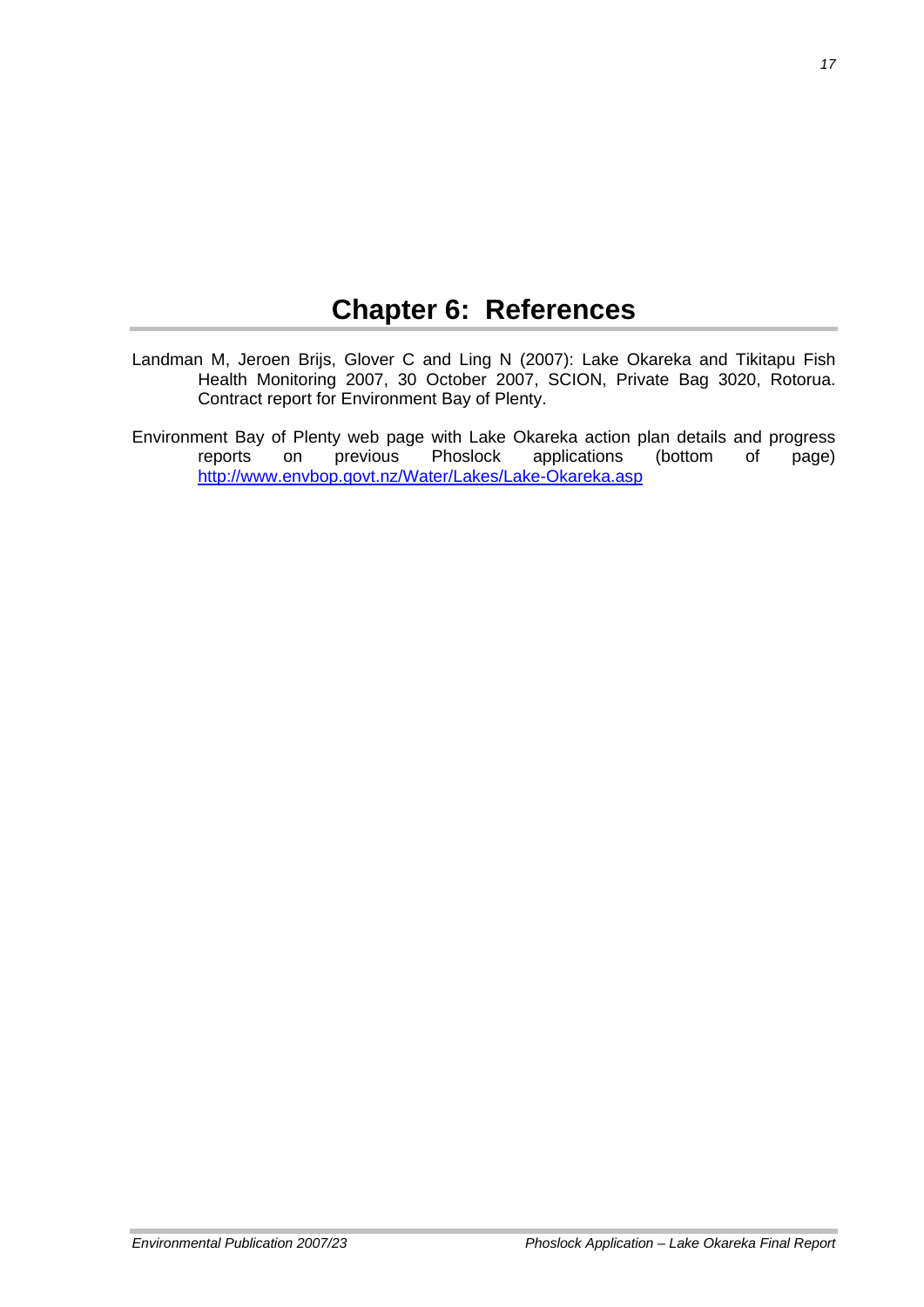# Chapter 6: References

Landman M, Jeroen Brijs, Glover C and Ling N (2007): Lake Okareka and Tikitapu Fish Health Monitoring 2007, 30 October 2007, SCION, Private Bag 3020, Rotorua. Contract report for Environment Bay of Plenty.

Environment Bay of Plenty web page with Lake Okareka action plan details and progress reports on previous Phoslock applications (bottom of page) http://www.envbop.govt.nz/Water/Lakes/Lake-Okareka.asp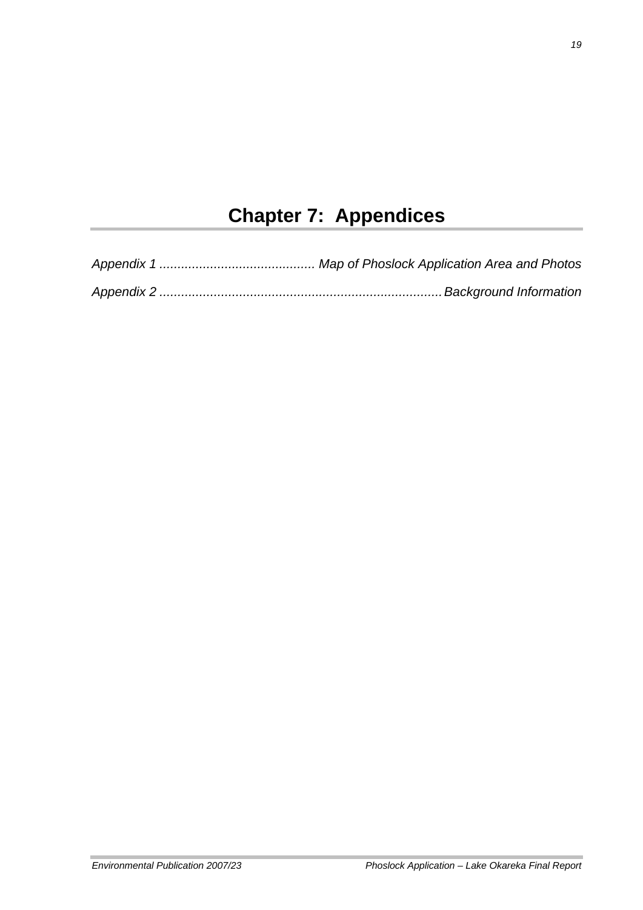# Chapter 7: Appendices

*Appendix 1 .......................................... Map of Phoslock Application Area and Photos*

*Appendix 2 ............................................................................ Background Information*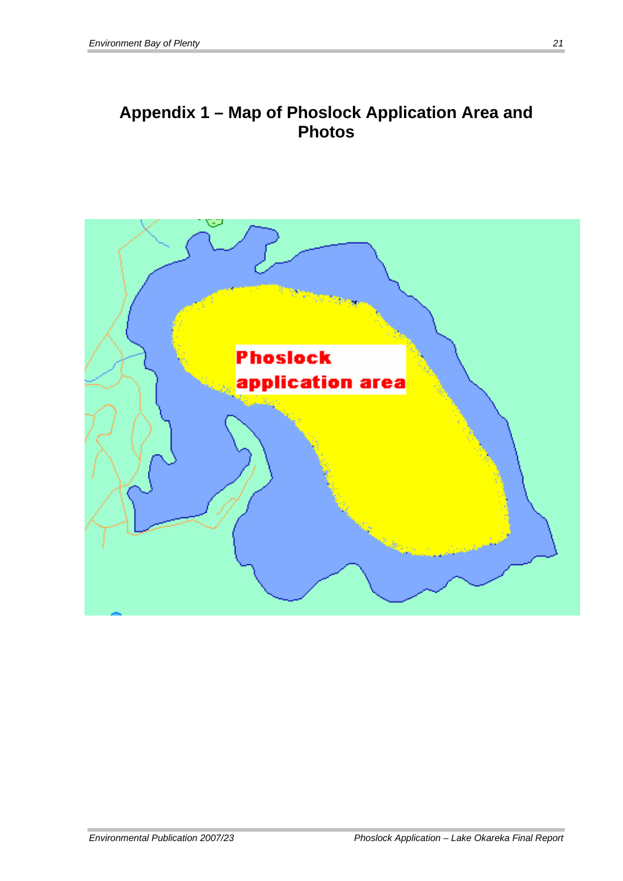# Appendix 1 – Map of Phoslock Application Area and Photos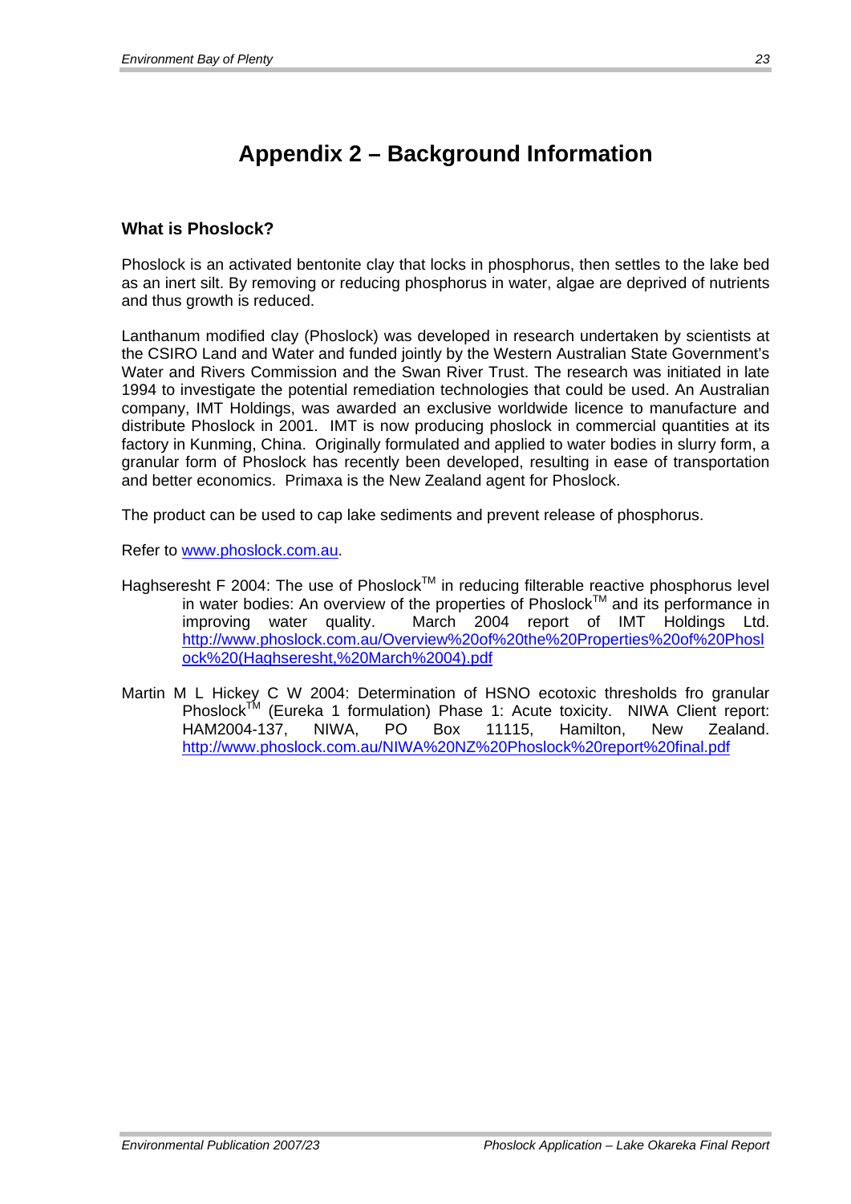# Appendix 2 – Background Information

## What is Phoslock?

Phoslock is an activated bentonite clay that locks in phosphorus, then settles to the lake bed as an inert silt. By removing or reducing phosphorus in water, algae are deprived of nutrients and thus growth is reduced.

Lanthanum modified clay (Phoslock) was developed in research undertaken by scientists at the CSIRO Land and Water and funded jointly by the Western Australian State Government's Water and Rivers Commission and the Swan River Trust. The research was initiated in late 1994 to investigate the potential remediation technologies that could be used. An Australian company, IMT Holdings, was awarded an exclusive worldwide licence to manufacture and distribute Phoslock in 2001. IMT is now producing phoslock in commercial quantities at its factory in Kunming, China. Originally formulated and applied to water bodies in slurry form, a granular form of Phoslock has recently been developed, resulting in ease of transportation and better economics. Primaxa is the New Zealand agent for Phoslock.

The product can be used to cap lake sediments and prevent release of phosphorus.

Refer to www.phoslock.com.au.

Haghseresht F 2004: The use of Phoslock™ in reducing filterable reactive phosphorus level in water bodies: An overview of the properties of Phoslock™ and its performance in improving water quality. March 2004 report of IMT Holdings Ltd. http://www.phoslock.com.au/Overview%20of%20the%20Properties%20of%20Phoslock%20(Haghseresht,%20March%2004).pdf

Martin M L Hickey C W 2004: Determination of HSNO ecotoxic thresholds fro granular Phoslock™ (Eureka 1 formulation) Phase 1: Acute toxicity. NIWA Client report: HAM2004-137, NIWA, PO Box 11115, Hamilton, New Zealand. http://www.phoslock.com.au/NIWA%20NZ%20Phoslock%20report%20final.pdf